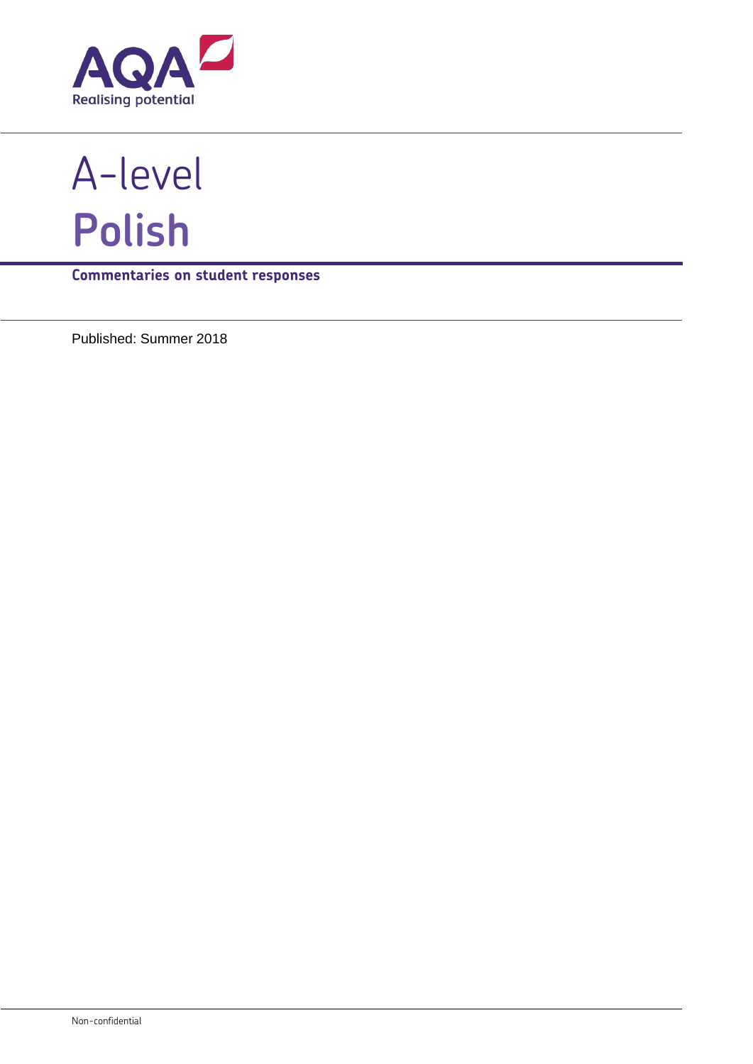AQA
Realising potential

# A-level
# Polish

**Commentaries on student responses**

Published: Summer 2018

Non-confidential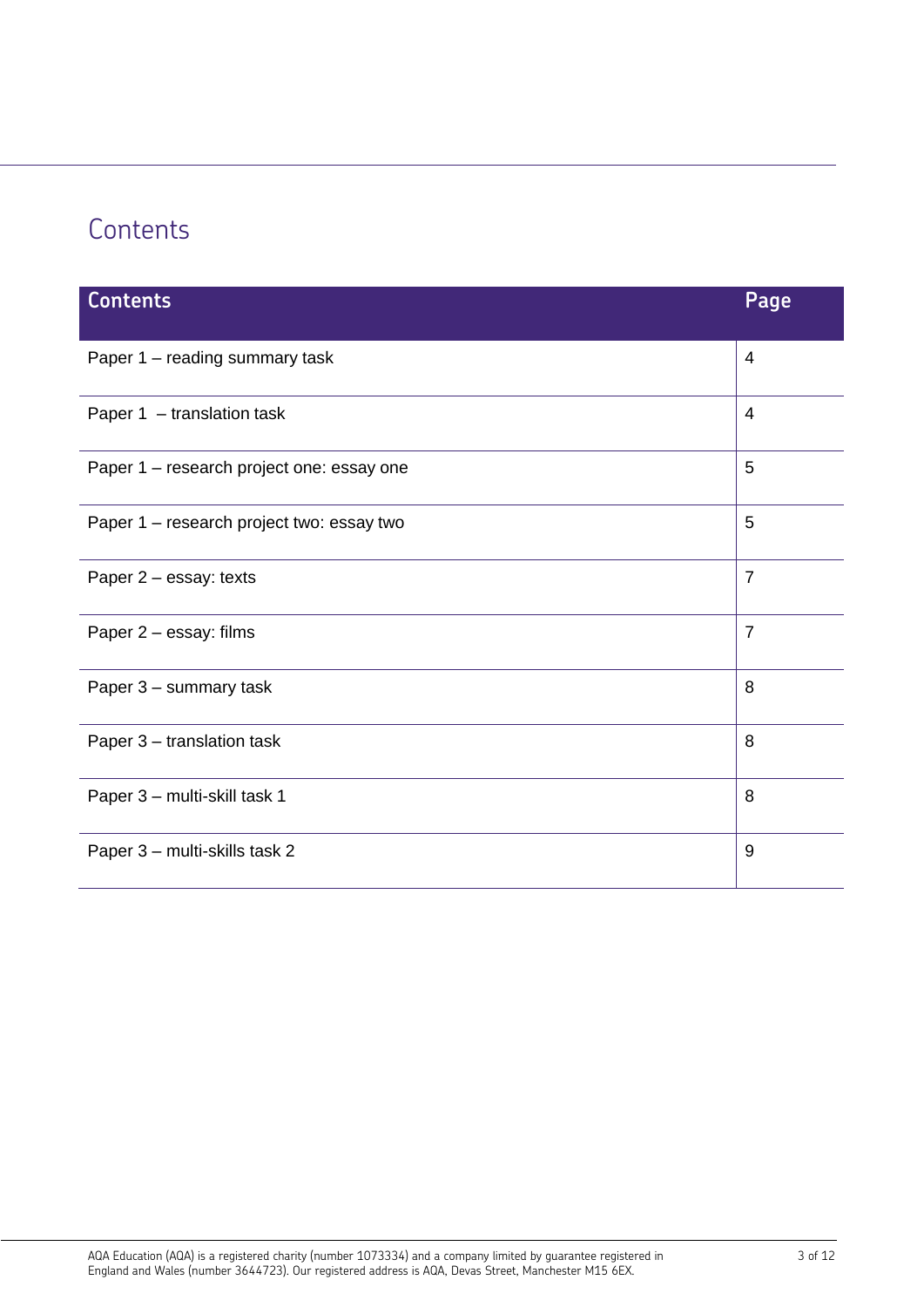# Contents

| Contents | Page |
| --- | --- |
| Paper 1 – reading summary task | 4 |
| Paper 1 – translation task | 4 |
| Paper 1 – research project one: essay one | 5 |
| Paper 1 – research project two: essay two | 5 |
| Paper 2 – essay: texts | 7 |
| Paper 2 – essay: films | 7 |
| Paper 3 – summary task | 8 |
| Paper 3 – translation task | 8 |
| Paper 3 – multi-skill task 1 | 8 |
| Paper 3 – multi-skills task 2 | 9 |

AQA Education (AQA) is a registered charity (number 1073334) and a company limited by guarantee registered in England and Wales (number 3644723). Our registered address is AQA, Devas Street, Manchester M15 6EX.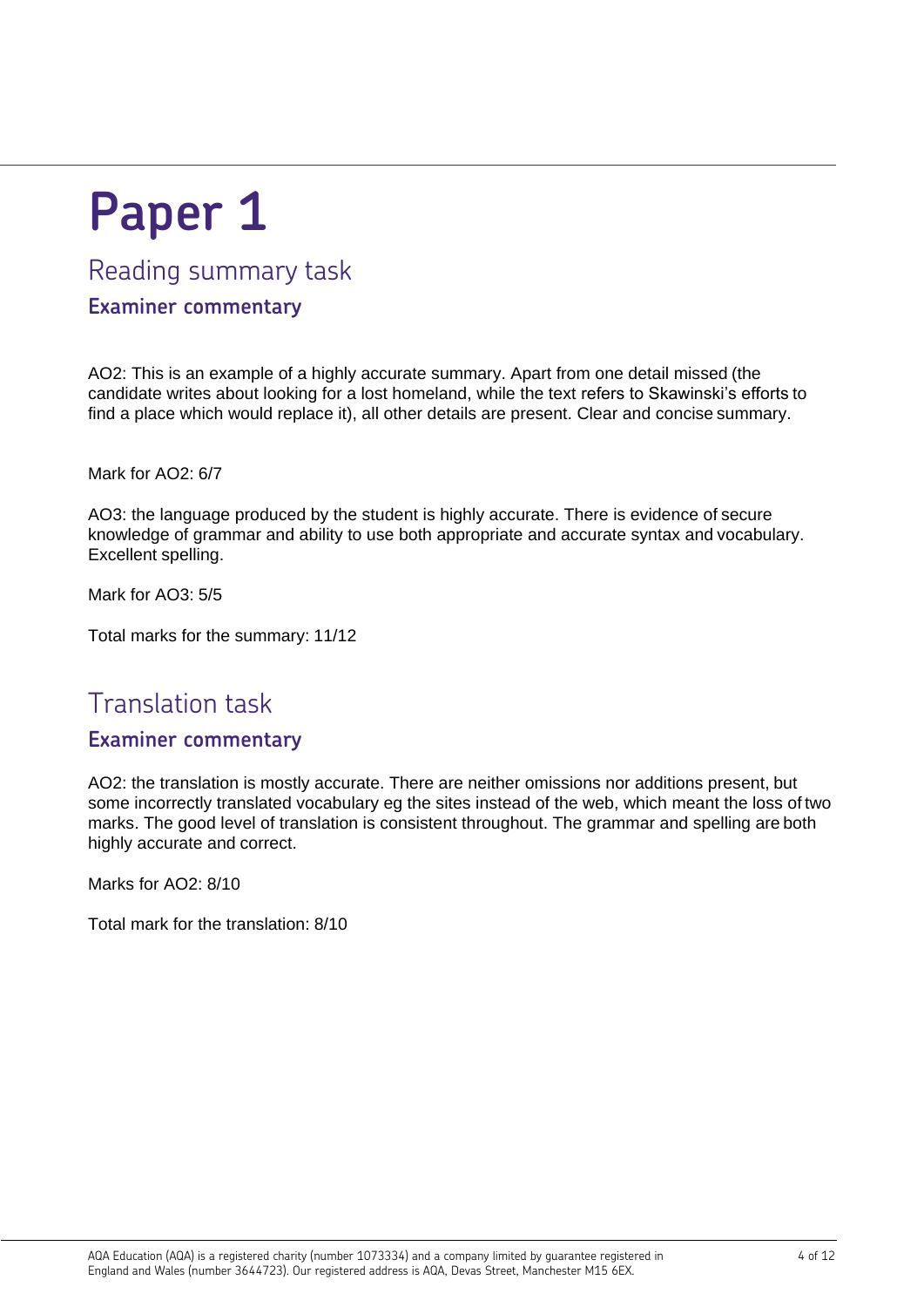# Paper 1

## Reading summary task

### Examiner commentary

AO2: This is an example of a highly accurate summary. Apart from one detail missed (the candidate writes about looking for a lost homeland, while the text refers to Skawinski's efforts to find a place which would replace it), all other details are present. Clear and concise summary.

Mark for AO2: 6/7

AO3: the language produced by the student is highly accurate. There is evidence of secure knowledge of grammar and ability to use both appropriate and accurate syntax and vocabulary. Excellent spelling.

Mark for AO3: 5/5

Total marks for the summary: 11/12

## Translation task

### Examiner commentary

AO2: the translation is mostly accurate. There are neither omissions nor additions present, but some incorrectly translated vocabulary eg the sites instead of the web, which meant the loss of two marks. The good level of translation is consistent throughout. The grammar and spelling are both highly accurate and correct.

Marks for AO2: 8/10

Total mark for the translation: 8/10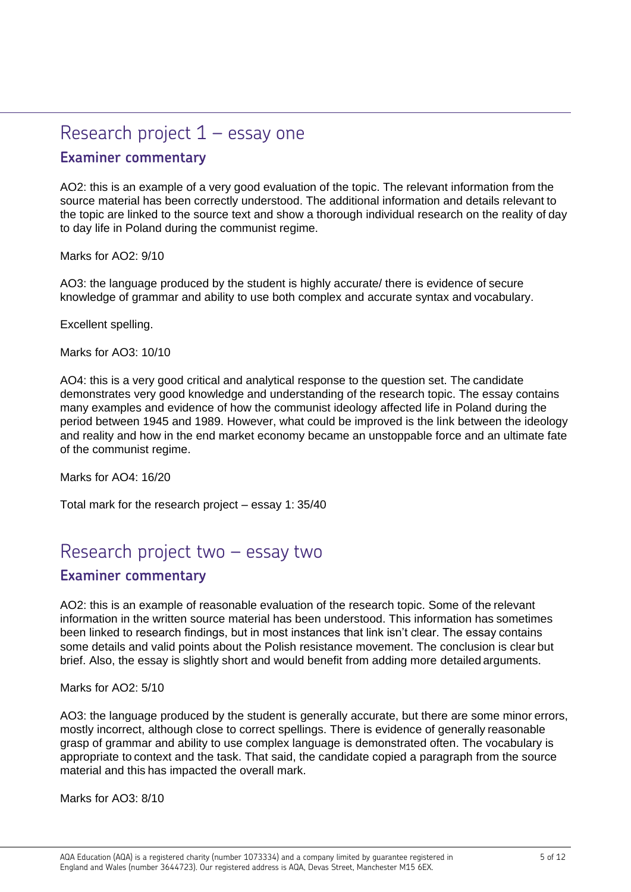## Research project 1 – essay one

### Examiner commentary

AO2: this is an example of a very good evaluation of the topic. The relevant information from the source material has been correctly understood. The additional information and details relevant to the topic are linked to the source text and show a thorough individual research on the reality of day to day life in Poland during the communist regime.

Marks for AO2: 9/10

AO3: the language produced by the student is highly accurate/ there is evidence of secure knowledge of grammar and ability to use both complex and accurate syntax and vocabulary.

Excellent spelling.

Marks for AO3: 10/10

AO4: this is a very good critical and analytical response to the question set. The candidate demonstrates very good knowledge and understanding of the research topic. The essay contains many examples and evidence of how the communist ideology affected life in Poland during the period between 1945 and 1989. However, what could be improved is the link between the ideology and reality and how in the end market economy became an unstoppable force and an ultimate fate of the communist regime.

Marks for AO4: 16/20

Total mark for the research project – essay 1: 35/40

## Research project two – essay two

### Examiner commentary

AO2: this is an example of reasonable evaluation of the research topic. Some of the relevant information in the written source material has been understood. This information has sometimes been linked to research findings, but in most instances that link isn't clear. The essay contains some details and valid points about the Polish resistance movement. The conclusion is clear but brief. Also, the essay is slightly short and would benefit from adding more detailed arguments.

Marks for AO2: 5/10

AO3: the language produced by the student is generally accurate, but there are some minor errors, mostly incorrect, although close to correct spellings. There is evidence of generally reasonable grasp of grammar and ability to use complex language is demonstrated often. The vocabulary is appropriate to context and the task. That said, the candidate copied a paragraph from the source material and this has impacted the overall mark.

Marks for AO3: 8/10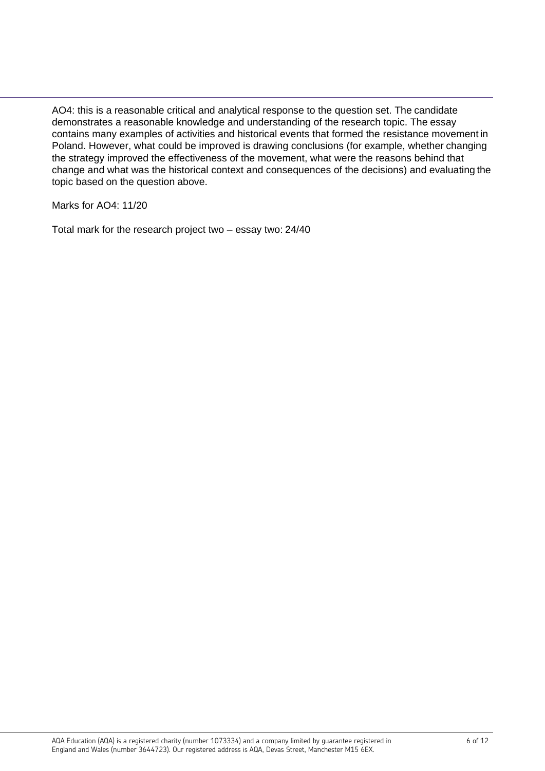AO4: this is a reasonable critical and analytical response to the question set. The candidate demonstrates a reasonable knowledge and understanding of the research topic. The essay contains many examples of activities and historical events that formed the resistance movement in Poland. However, what could be improved is drawing conclusions (for example, whether changing the strategy improved the effectiveness of the movement, what were the reasons behind that change and what was the historical context and consequences of the decisions) and evaluating the topic based on the question above.

Marks for AO4: 11/20

Total mark for the research project two – essay two: 24/40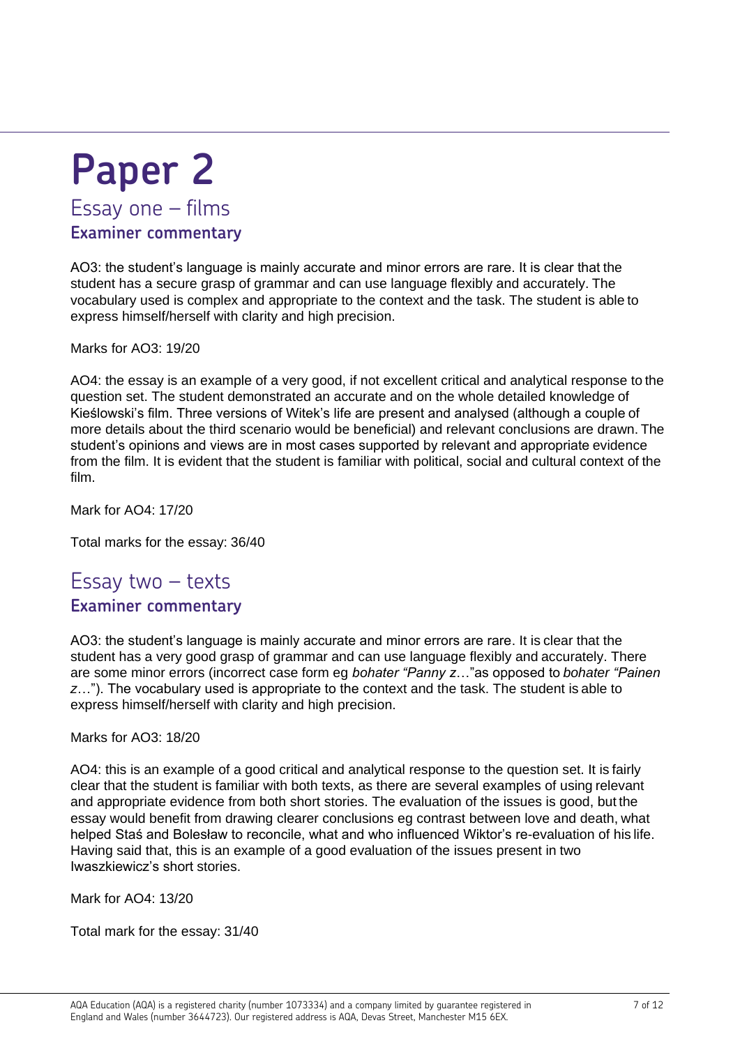# Paper 2

## Essay one – films

### Examiner commentary

AO3: the student's language is mainly accurate and minor errors are rare. It is clear that the student has a secure grasp of grammar and can use language flexibly and accurately. The vocabulary used is complex and appropriate to the context and the task. The student is able to express himself/herself with clarity and high precision.

Marks for AO3: 19/20

AO4: the essay is an example of a very good, if not excellent critical and analytical response to the question set. The student demonstrated an accurate and on the whole detailed knowledge of Kieślowski's film. Three versions of Witek's life are present and analysed (although a couple of more details about the third scenario would be beneficial) and relevant conclusions are drawn. The student's opinions and views are in most cases supported by relevant and appropriate evidence from the film. It is evident that the student is familiar with political, social and cultural context of the film.

Mark for AO4: 17/20

Total marks for the essay: 36/40

## Essay two – texts

### Examiner commentary

AO3: the student's language is mainly accurate and minor errors are rare. It is clear that the student has a very good grasp of grammar and can use language flexibly and accurately. There are some minor errors (incorrect case form eg *bohater "Panny z*…"as opposed to *bohater "Painen z*…"). The vocabulary used is appropriate to the context and the task. The student is able to express himself/herself with clarity and high precision.

Marks for AO3: 18/20

AO4: this is an example of a good critical and analytical response to the question set. It is fairly clear that the student is familiar with both texts, as there are several examples of using relevant and appropriate evidence from both short stories. The evaluation of the issues is good, but the essay would benefit from drawing clearer conclusions eg contrast between love and death, what helped Staś and Bolesław to reconcile, what and who influenced Wiktor's re-evaluation of his life. Having said that, this is an example of a good evaluation of the issues present in two Iwaszkiewicz's short stories.

Mark for AO4: 13/20

Total mark for the essay: 31/40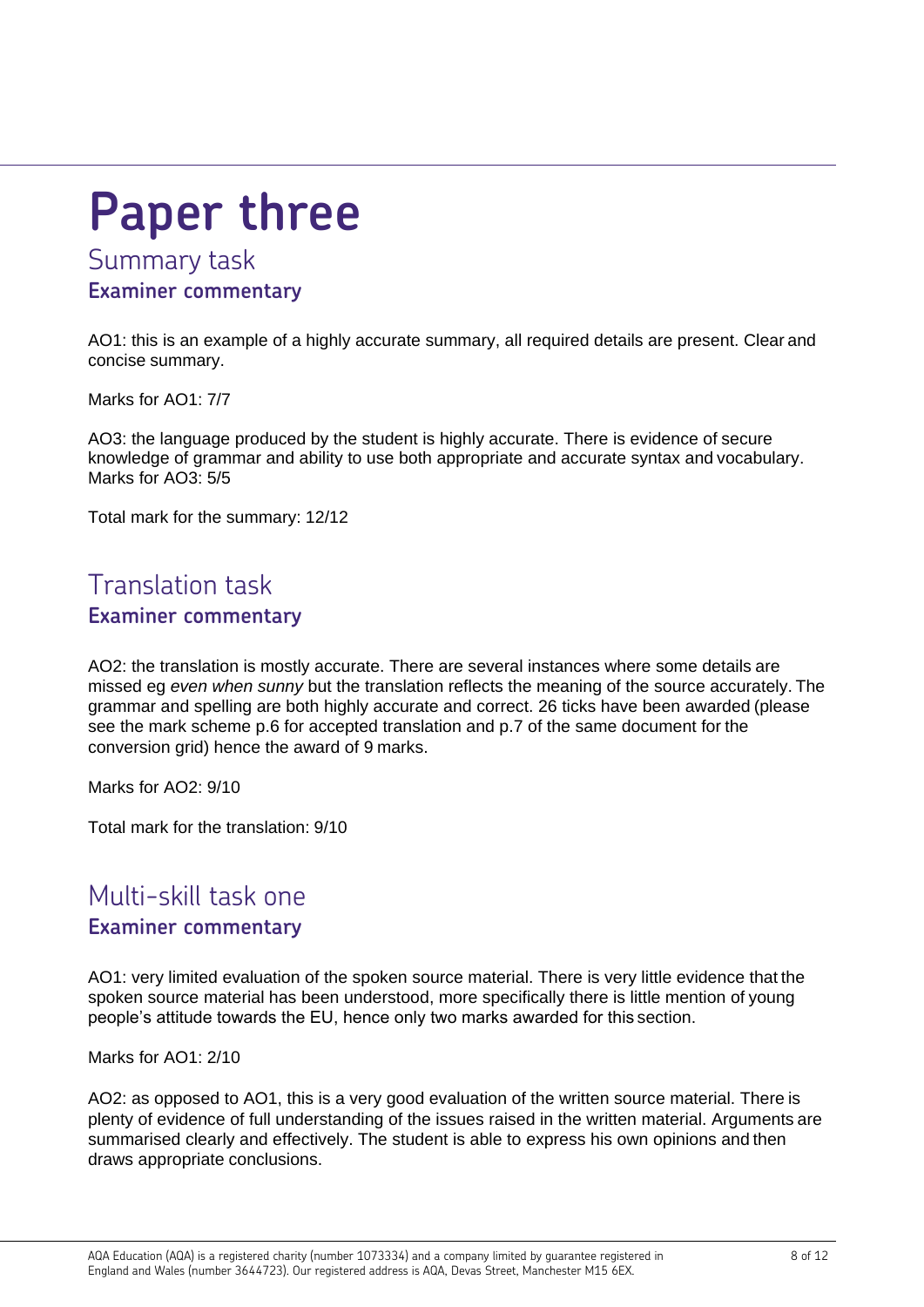# Paper three

## Summary task

### Examiner commentary

AO1: this is an example of a highly accurate summary, all required details are present. Clear and concise summary.

Marks for AO1: 7/7

AO3: the language produced by the student is highly accurate. There is evidence of secure knowledge of grammar and ability to use both appropriate and accurate syntax and vocabulary. Marks for AO3: 5/5

Total mark for the summary: 12/12

## Translation task

### Examiner commentary

AO2: the translation is mostly accurate. There are several instances where some details are missed eg *even when sunny* but the translation reflects the meaning of the source accurately. The grammar and spelling are both highly accurate and correct. 26 ticks have been awarded (please see the mark scheme p.6 for accepted translation and p.7 of the same document for the conversion grid) hence the award of 9 marks.

Marks for AO2: 9/10

Total mark for the translation: 9/10

## Multi-skill task one

### Examiner commentary

AO1: very limited evaluation of the spoken source material. There is very little evidence that the spoken source material has been understood, more specifically there is little mention of young people's attitude towards the EU, hence only two marks awarded for this section.

Marks for AO1: 2/10

AO2: as opposed to AO1, this is a very good evaluation of the written source material. There is plenty of evidence of full understanding of the issues raised in the written material. Arguments are summarised clearly and effectively. The student is able to express his own opinions and then draws appropriate conclusions.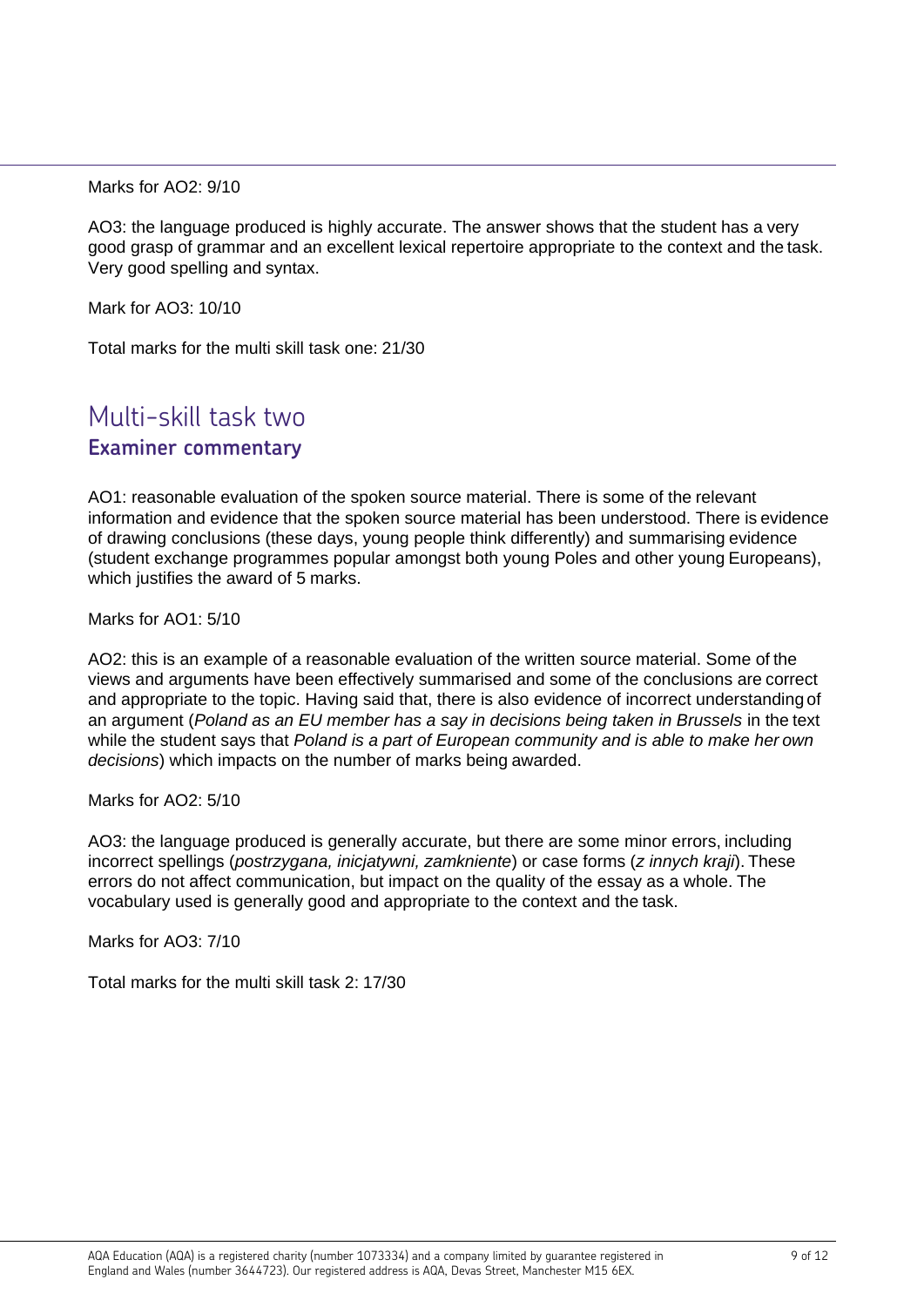Marks for AO2: 9/10

AO3: the language produced is highly accurate. The answer shows that the student has a very good grasp of grammar and an excellent lexical repertoire appropriate to the context and the task. Very good spelling and syntax.

Mark for AO3: 10/10

Total marks for the multi skill task one: 21/30

## Multi-skill task two

### Examiner commentary

AO1: reasonable evaluation of the spoken source material. There is some of the relevant information and evidence that the spoken source material has been understood. There is evidence of drawing conclusions (these days, young people think differently) and summarising evidence (student exchange programmes popular amongst both young Poles and other young Europeans), which justifies the award of 5 marks.

Marks for AO1: 5/10

AO2: this is an example of a reasonable evaluation of the written source material. Some of the views and arguments have been effectively summarised and some of the conclusions are correct and appropriate to the topic. Having said that, there is also evidence of incorrect understanding of an argument (*Poland as an EU member has a say in decisions being taken in Brussels* in the text while the student says that *Poland is a part of European community and is able to make her own decisions*) which impacts on the number of marks being awarded.

Marks for AO2: 5/10

AO3: the language produced is generally accurate, but there are some minor errors, including incorrect spellings (*postrzygana, inicjatywni, zamkniente*) or case forms (*z innych kraji*). These errors do not affect communication, but impact on the quality of the essay as a whole. The vocabulary used is generally good and appropriate to the context and the task.

Marks for AO3: 7/10

Total marks for the multi skill task 2: 17/30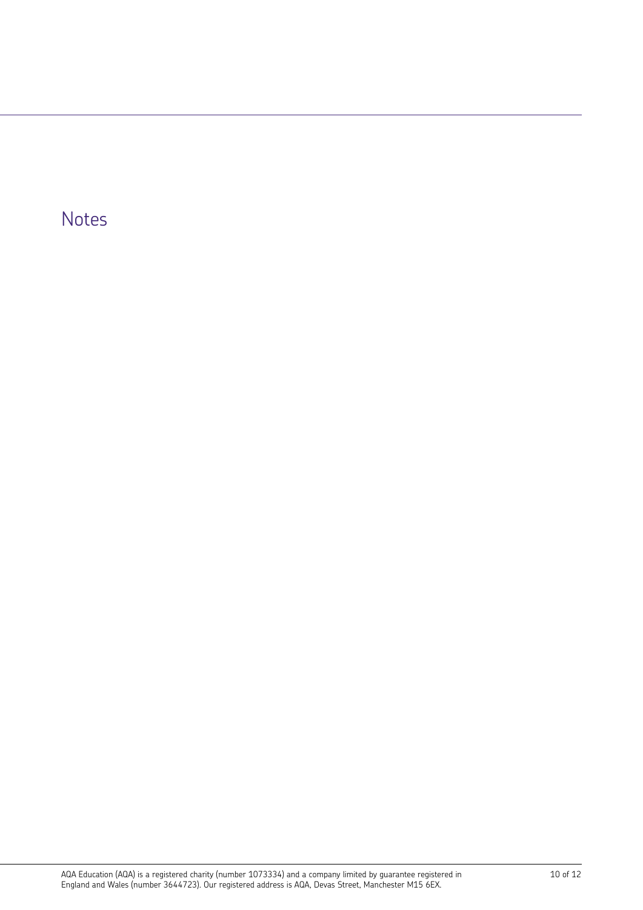# Notes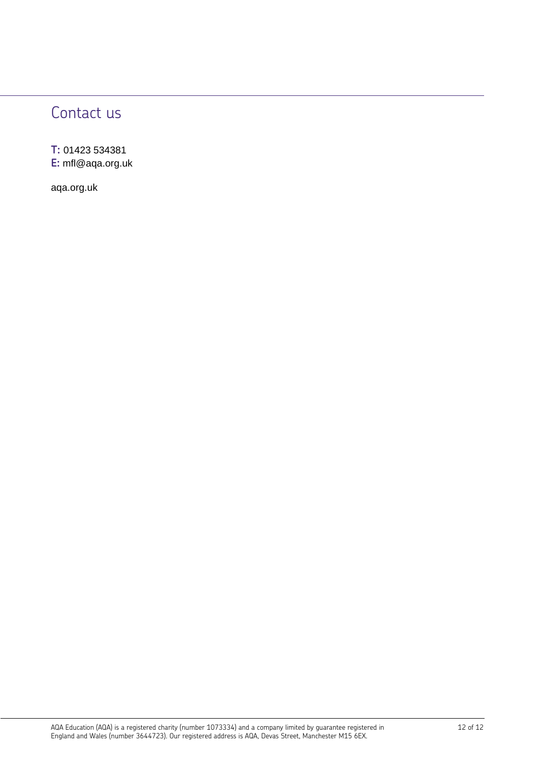## Contact us

**T:** 01423 534381
**E:** mfl@aqa.org.uk

aqa.org.uk

AQA Education (AQA) is a registered charity (number 1073334) and a company limited by guarantee registered in England and Wales (number 3644723). Our registered address is AQA, Devas Street, Manchester M15 6EX.